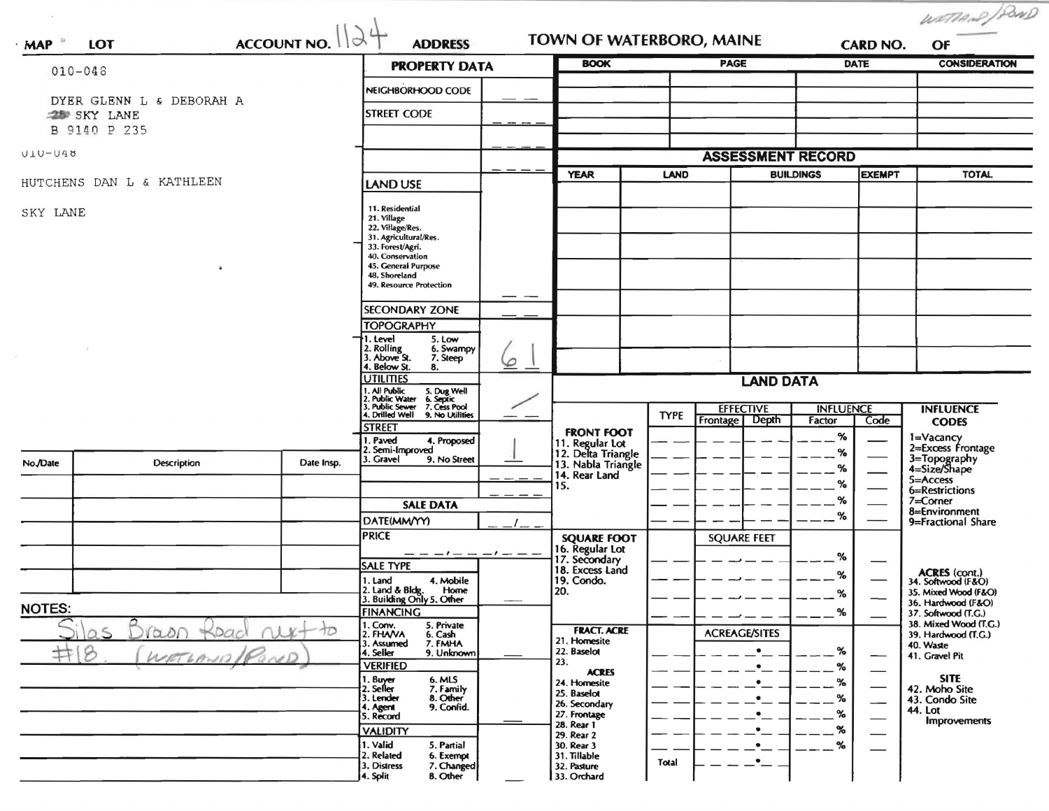WETLAND/POND

MAP LOT ACCOUNT NO. 1124 ADDRESS TOWN OF WATERBORO, MAINE CARD NO. OF

010-048

DYER GLENN L & DEBORAH A
25 SKY LANE
B 9140 P 235

010-048

HUTCHENS DAN L & KATHLEEN

SKY LANE

## PROPERTY DATA

| | |
|---|---|
| NEIGHBORHOOD CODE | |
| STREET CODE | |
| LAND USE (11. Residential, 21. Village, 22. Village/Res., 31. Agricultural/Res., 33. Forest/Agri., 40. Conservation, 45. General Purpose, 48. Shoreland, 49. Resource Protection) | |
| SECONDARY ZONE | |
| TOPOGRAPHY (1. Level, 2. Rolling, 3. Above St., 4. Below St., 5. Low, 6. Swampy, 7. Steep, 8.) | 6 1 |
| UTILITIES (1. All Public, 2. Public Water, 3. Public Sewer, 4. Drilled Well, 5. Dug Well, 6. Septic, 7. Cess Pool, 9. No Utilities) | / |
| STREET (1. Paved, 2. Semi-Improved, 3. Gravel, 4. Proposed, 9. No Street) | 1 |

## SALE DATA

| | |
|---|---|
| DATE(MM/YY) | |
| PRICE | |
| SALE TYPE (1. Land, 2. Land & Bldg., 3. Building Only, 4. Mobile Home, 5. Other) | |
| FINANCING (1. Conv., 2. FHA/VA, 3. Assumed, 4. Seller, 5. Private, 6. Cash, 7. FMHA, 9. Unknown) | |
| VERIFIED (1. Buyer, 2. Seller, 3. Lender, 4. Agent, 5. Record, 6. MLS, 7. Family, 8. Other, 9. Confid.) | |
| VALIDITY (1. Valid, 2. Related, 3. Distress, 4. Split, 5. Partial, 6. Exempt, 7. Changed, 8. Other) | |

| BOOK | PAGE | DATE | CONSIDERATION |
|---|---|---|---|
| | | | |

## ASSESSMENT RECORD

| YEAR | LAND | BUILDINGS | EXEMPT | TOTAL |
|---|---|---|---|---|
| | | | | |

| No./Date | Description | Date Insp. |
|---|---|---|
| | | |

NOTES:
Silas Brown Road next to #18. (WETLAND/POND)

## LAND DATA

| | TYPE | EFFECTIVE Frontage | EFFECTIVE Depth | INFLUENCE Factor | INFLUENCE Code |
|---|---|---|---|---|---|
| FRONT FOOT: 11. Regular Lot, 12. Delta Triangle, 13. Nabla Triangle, 14. Rear Land, 15. | | | | % | |
| SQUARE FOOT: 16. Regular Lot, 17. Secondary, 18. Excess Land, 19. Condo., 20. | | SQUARE FEET | | % | |
| FRACT. ACRE: 21. Homesite, 22. Baselot, 23. | | ACREAGE/SITES | | % | |
| ACRES: 24. Homesite, 25. Baselot, 26. Secondary, 27. Frontage, 28. Rear 1, 29. Rear 2, 30. Rear 3, 31. Tillable, 32. Pasture, 33. Orchard | | | | % | |
| | Total | | | | |

INFLUENCE CODES
1=Vacancy
2=Excess Frontage
3=Topography
4=Size/Shape
5=Access
6=Restrictions
7=Corner
8=Environment
9=Fractional Share

ACRES (cont.)
34. Softwood (F&O)
35. Mixed Wood (F&O)
36. Hardwood (F&O)
37. Softwood (T.G.)
38. Mixed Wood (T.G.)
39. Hardwood (T.G.)
40. Waste
41. Gravel Pit

SITE
42. Moho Site
43. Condo Site
44. Lot Improvements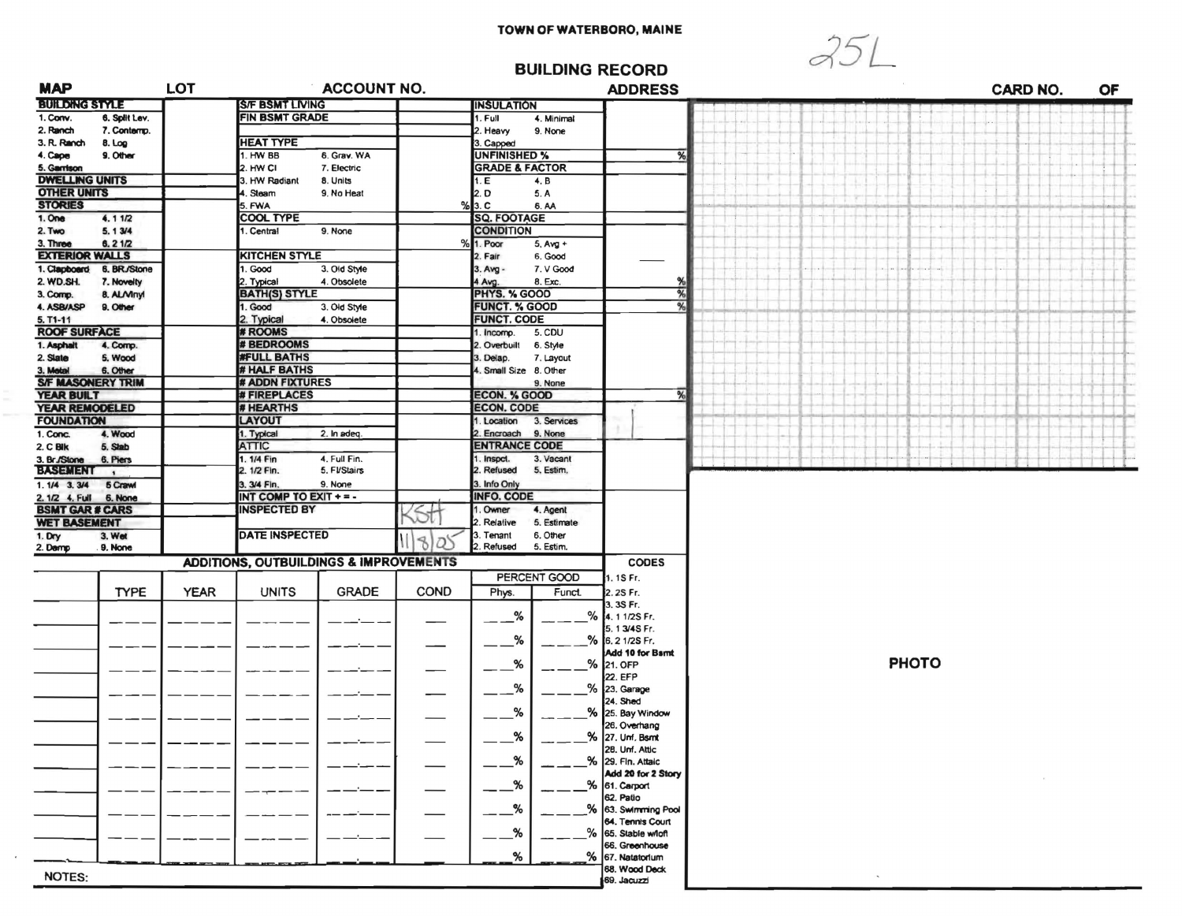# TOWN OF WATERBORO, MAINE

25L

## BUILDING RECORD

| MAP | LOT | ACCOUNT NO. | ADDRESS | CARD NO. | OF |
|---|---|---|---|---|---|
| | | | | | |

| | | | | | |
|---|---|---|---|---|---|
| **BUILDING STYLE** 1. Conv. 2. Ranch 3. R. Ranch 4. Cape 5. Garrison 6. Split Lev. 7. Contemp. 8. Log 9. Other | | **S/F BSMT LIVING** | | **INSULATION** 1. Full 2. Heavy 3. Capped 4. Minimal 9. None | |
| **DWELLING UNITS** | | **FIN BSMT GRADE** | | **UNFINISHED %** | % |
| **OTHER UNITS** | | **HEAT TYPE** 1. HW BB 2. HW CI 3. HW Radiant 4. Steam 5. FWA 6. Grav. WA 7. Electric 8. Units 9. No Heat | % | **GRADE & FACTOR** 1. E 2. D 3. C 4. B 5. A 6. AA | |
| **STORIES** 1. One 2. Two 3. Three 4. 1 1/2 5. 1 3/4 6. 2 1/2 | | **COOL TYPE** 1. Central 9. None | % | **SQ. FOOTAGE** | |
| **EXTERIOR WALLS** 1. Clapboard 2. WD.SH. 3. Comp. 4. ASB/ASP 5. T1-11 6. BR/Stone 7. Novelty 8. AL/Vinyl 9. Other | | **KITCHEN STYLE** 1. Good 2. Typical 3. Old Style 4. Obsolete | | **CONDITION** 1. Poor 2. Fair 3. Avg - 4. Avg. 5. Avg + 6. Good 7. V Good 8. Exc. | |
| **ROOF SURFACE** 1. Asphalt 2. Slate 3. Metal 4. Comp. 5. Wood 6. Other | | **BATH(S) STYLE** 1. Good 2. Typical 3. Old Style 4. Obsolete | | **PHYS. % GOOD** | % |
| **S/F MASONERY TRIM** | | **# ROOMS** | | **FUNCT. % GOOD** | % |
| **YEAR BUILT** | | **# BEDROOMS** | | **FUNCT. CODE** 1. Incomp. 2. Overbuilt 3. Delap. 4. Small Size 5. CDU 6. Style 7. Layout 8. Other 9. None | |
| **YEAR REMODELED** | | **#FULL BATHS** | | **ECON. % GOOD** | % |
| **FOUNDATION** 1. Conc. 2. C Blk 3. Br./Stone 4. Wood 5. Slab 6. Piers | | **# HALF BATHS** | | **ECON. CODE** 1. Location 2. Encroach 3. Services 9. None | |
| **BASEMENT** 1. 1/4 2. 1/2 3. 3/4 4. Full 5. Crawl 6. None | | **# ADDN FIXTURES** | | **ENTRANCE CODE** 1. Inspct. 2. Refused 3. Info Only 4. Vacant 5. Estim. | |
| **BSMT GAR # CARS** | | **# FIREPLACES** | | **INFO. CODE** 1. Owner 2. Relative 3. Tenant 4. Agent 5. Estimate 6. Other 2. Refused 5. Estim. | |
| **WET BASEMENT** 1. Dry 2. Damp 3. Wet 9. None | | **# HEARTHS** | | | |
| | | **LAYOUT** 1. Typical 2. In adeq. | | | |
| | | **ATTIC** 1. 1/4 Fin 2. 1/2 Fin. 3. 3/4 Fin. 4. Full Fin. 5. Fl/Stairs 9. None | | | |
| | | **INT COMP TO EXIT + = -** | | | |
| | | **INSPECTED BY** | KSH | | |
| | | **DATE INSPECTED** | 11/8/05 | | |

## ADDITIONS, OUTBUILDINGS & IMPROVEMENTS

| | TYPE | YEAR | UNITS | GRADE | COND | PERCENT GOOD Phys. | Funct. |
|---|---|---|---|---|---|---|---|
| | | | | | | % | % |
| | | | | | | % | % |
| | | | | | | % | % |
| | | | | | | % | % |
| | | | | | | % | % |
| | | | | | | % | % |
| | | | | | | % | % |
| | | | | | | % | % |
| | | | | | | % | % |
| | | | | | | % | % |
| | | | | | | % | % |

NOTES:

**CODES**
1. 1S Fr.
2. 2S Fr.
3. 3S Fr.
4. 1 1/2S Fr.
5. 1 3/4S Fr.
6. 2 1/2S Fr.

Add 10 for Bsmt

21. OFP
22. EFP
23. Garage
24. Shed
25. Bay Window
26. Overhang
27. Unf. Bsmt
28. Unf. Attic
29. Fin. Attaic

Add 20 for 2 Story

61. Carport
62. Patio
63. Swimming Pool
64. Tennis Court
65. Stable w/loft
66. Greenhouse
67. Natatorium
68. Wood Deck
69. Jacuzzi

PHOTO